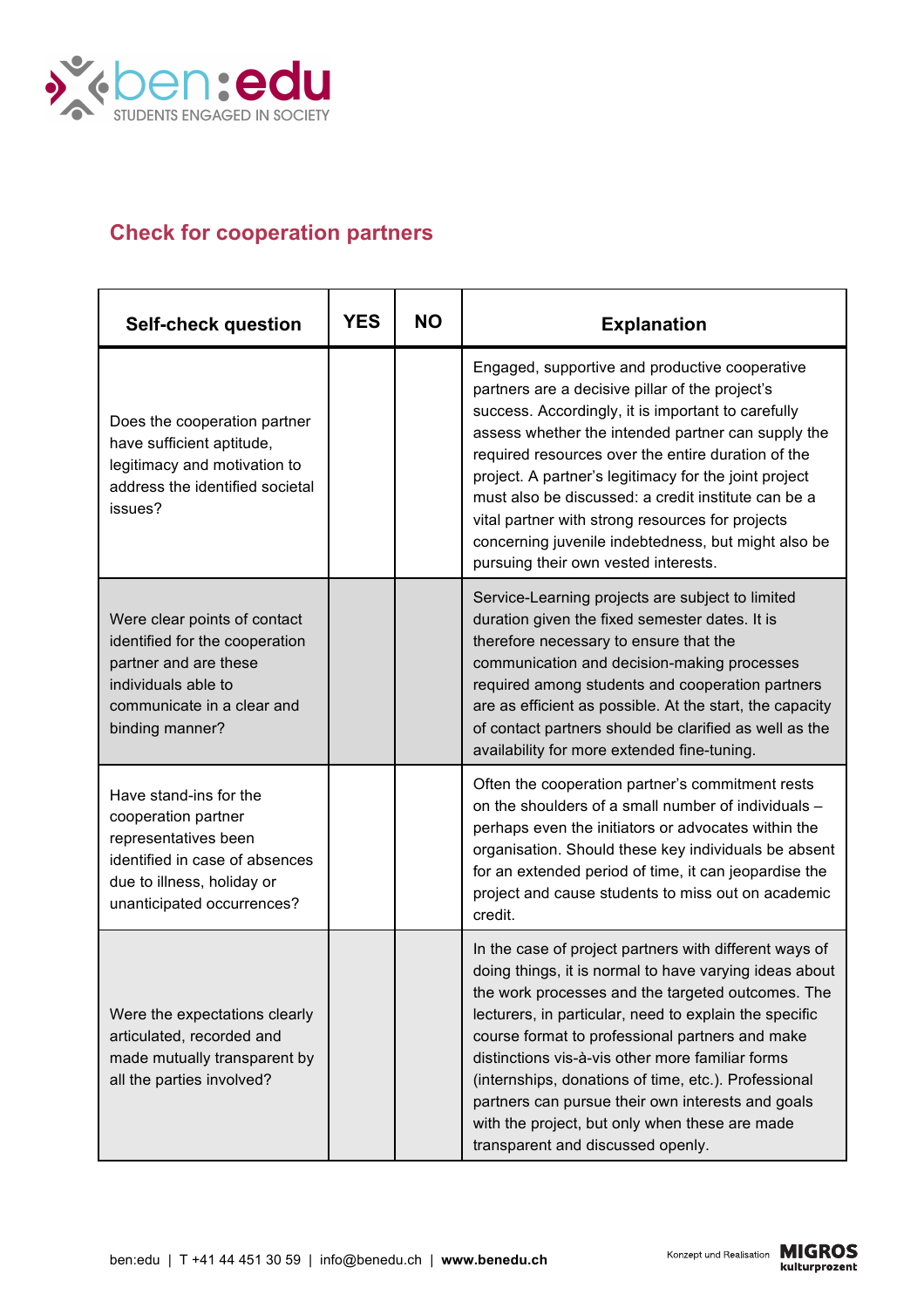## Check for cooperation partners

| Self-check question | YES | NO | Explanation |
|---|---|---|---|
| Does the cooperation partner have sufficient aptitude, legitimacy and motivation to address the identified societal issues? | | | Engaged, supportive and productive cooperative partners are a decisive pillar of the project's success. Accordingly, it is important to carefully assess whether the intended partner can supply the required resources over the entire duration of the project. A partner's legitimacy for the joint project must also be discussed: a credit institute can be a vital partner with strong resources for projects concerning juvenile indebtedness, but might also be pursuing their own vested interests. |
| Were clear points of contact identified for the cooperation partner and are these individuals able to communicate in a clear and binding manner? | | | Service-Learning projects are subject to limited duration given the fixed semester dates. It is therefore necessary to ensure that the communication and decision-making processes required among students and cooperation partners are as efficient as possible. At the start, the capacity of contact partners should be clarified as well as the availability for more extended fine-tuning. |
| Have stand-ins for the cooperation partner representatives been identified in case of absences due to illness, or unanticipated occurrences? | | | Often the cooperation partner's commitment rests on the shoulders of a small number of individuals – perhaps even the initiators or advocates within the organisation. Should these key individuals be absent for an extended period of time, it can jeopardise the project and cause students to miss out on academic credit. |
| Were the expectations clearly articulated, recorded and made mutually transparent by all the parties involved? | | | In the case of project partners with different ways of doing things, it is normal to have varying ideas about the work processes and the targeted outcomes. The lecturers, in particular, need to explain the specific course format to professional partners and make distinctions vis-à-vis other more familiar forms (internships, donations of time, etc.). Professional partners can pursue their own interests and goals with the project, but only when these are made transparent and discussed openly. |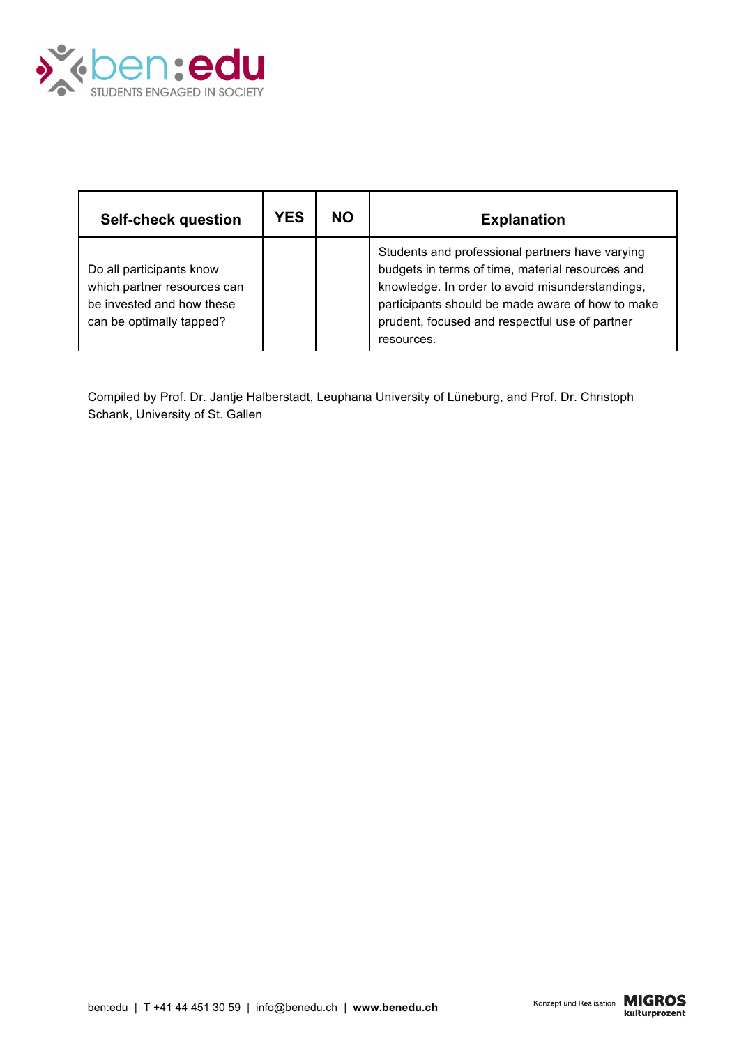| Self-check question | YES | NO | Explanation |
|---|---|---|---|
| Do all participants know which partner resources can be invested and how these can be optimally tapped? | | | Students and professional partners have varying budgets in terms of time, material resources and knowledge. In order to avoid misunderstandings, participants should be made aware of how to make prudent, focused and respectful use of partner resources. |

Compiled by Prof. Dr. Jantje Halberstadt, Leuphana University of Lüneburg, and Prof. Dr. Christoph Schank, University of St. Gallen